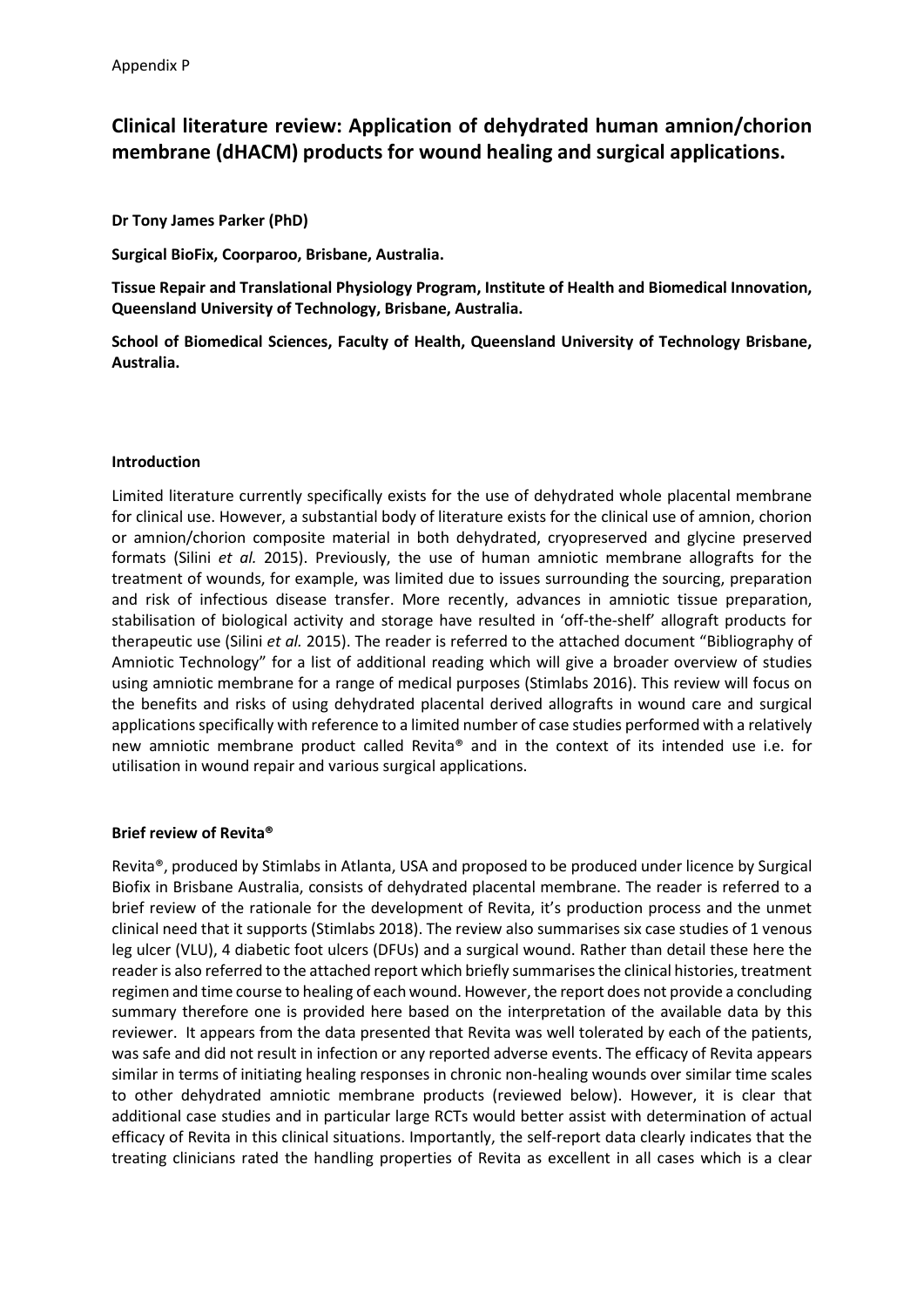Appendix P

# Clinical literature review: Application of dehydrated human amnion/chorion membrane (dHACM) products for wound healing and surgical applications.

**Dr Tony James Parker (PhD)**

**Surgical BioFix, Coorparoo, Brisbane, Australia.**

**Tissue Repair and Translational Physiology Program, Institute of Health and Biomedical Innovation, Queensland University of Technology, Brisbane, Australia.**

**School of Biomedical Sciences, Faculty of Health, Queensland University of Technology Brisbane, Australia.**

## Introduction

Limited literature currently specifically exists for the use of dehydrated whole placental membrane for clinical use. However, a substantial body of literature exists for the clinical use of amnion, chorion or amnion/chorion composite material in both dehydrated, cryopreserved and glycine preserved formats (Silini *et al.* 2015). Previously, the use of human amniotic membrane allografts for the treatment of wounds, for example, was limited due to issues surrounding the sourcing, preparation and risk of infectious disease transfer. More recently, advances in amniotic tissue preparation, stabilisation of biological activity and storage have resulted in 'off-the-shelf' allograft products for therapeutic use (Silini *et al.* 2015). The reader is referred to the attached document "Bibliography of Amniotic Technology" for a list of additional reading which will give a broader overview of studies using amniotic membrane for a range of medical purposes (Stimlabs 2016). This review will focus on the benefits and risks of using dehydrated placental derived allografts in wound care and surgical applications specifically with reference to a limited number of case studies performed with a relatively new amniotic membrane product called Revita® and in the context of its intended use i.e. for utilisation in wound repair and various surgical applications.

## Brief review of Revita®

Revita®, produced by Stimlabs in Atlanta, USA and proposed to be produced under licence by Surgical Biofix in Brisbane Australia, consists of dehydrated placental membrane. The reader is referred to a brief review of the rationale for the development of Revita, it's production process and the unmet clinical need that it supports (Stimlabs 2018). The review also summarises six case studies of 1 venous leg ulcer (VLU), 4 diabetic foot ulcers (DFUs) and a surgical wound. Rather than detail these here the reader is also referred to the attached report which briefly summarises the clinical histories, treatment regimen and time course to healing of each wound. However, the report does not provide a concluding summary therefore one is provided here based on the interpretation of the available data by this reviewer. It appears from the data presented that Revita was well tolerated by each of the patients, was safe and did not result in infection or any reported adverse events. The efficacy of Revita appears similar in terms of initiating healing responses in chronic non-healing wounds over similar time scales to other dehydrated amniotic membrane products (reviewed below). However, it is clear that additional case studies and in particular large RCTs would better assist with determination of actual efficacy of Revita in this clinical situations. Importantly, the self-report data clearly indicates that the treating clinicians rated the handling properties of Revita as excellent in all cases which is a clear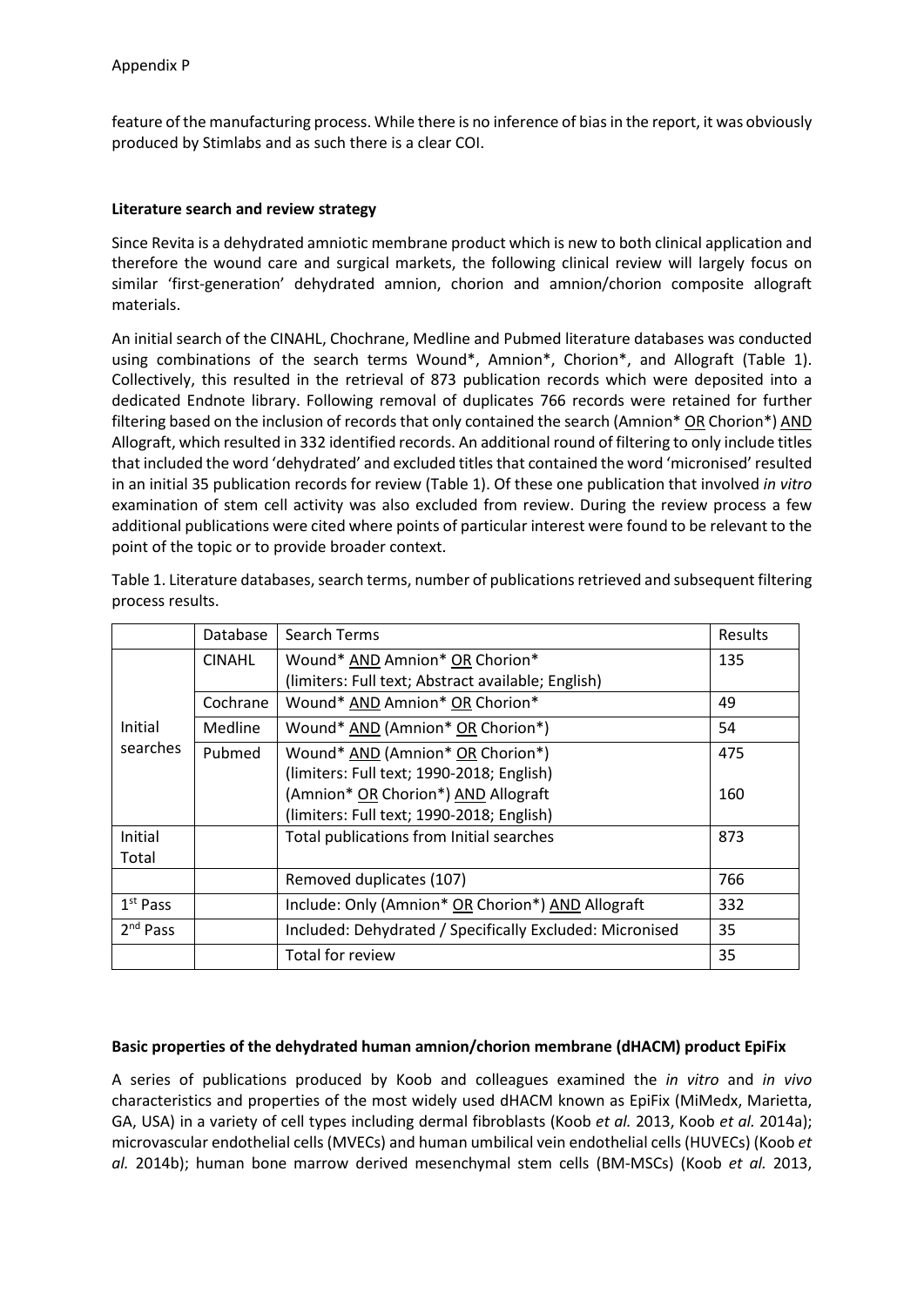feature of the manufacturing process. While there is no inference of bias in the report, it was obviously produced by Stimlabs and as such there is a clear COI.

**Literature search and review strategy**

Since Revita is a dehydrated amniotic membrane product which is new to both clinical application and therefore the wound care and surgical markets, the following clinical review will largely focus on similar 'first-generation' dehydrated amnion, chorion and amnion/chorion composite allograft materials.

An initial search of the CINAHL, Chochrane, Medline and Pubmed literature databases was conducted using combinations of the search terms Wound*, Amnion*, Chorion*, and Allograft (Table 1). Collectively, this resulted in the retrieval of 873 publication records which were deposited into a dedicated Endnote library. Following removal of duplicates 766 records were retained for further filtering based on the inclusion of records that only contained the search (Amnion* OR Chorion*) AND Allograft, which resulted in 332 identified records. An additional round of filtering to only include titles that included the word 'dehydrated' and excluded titles that contained the word 'micronised' resulted in an initial 35 publication records for review (Table 1). Of these one publication that involved *in vitro* examination of stem cell activity was also excluded from review. During the review process a few additional publications were cited where points of particular interest were found to be relevant to the point of the topic or to provide broader context.

Table 1. Literature databases, search terms, number of publications retrieved and subsequent filtering process results.

| | Database | Search Terms | Results |
|---|---|---|---|
| Initial searches | CINAHL | Wound* AND Amnion* OR Chorion* (limiters: Full text; Abstract available; English) | 135 |
| | Cochrane | Wound* AND Amnion* OR Chorion* | 49 |
| | Medline | Wound* AND (Amnion* OR Chorion*) | 54 |
| | Pubmed | Wound* AND (Amnion* OR Chorion*) (limiters: Full text; 1990-2018; English) | 475 |
| | | (Amnion* OR Chorion*) AND Allograft (limiters: Full text; 1990-2018; English) | 160 |
| Initial Total | | Total publications from Initial searches | 873 |
| | | Removed duplicates (107) | 766 |
| 1st Pass | | Include: Only (Amnion* OR Chorion*) AND Allograft | 332 |
| 2nd Pass | | Included: Dehydrated / Specifically Excluded: Micronised | 35 |
| | | Total for review | 35 |

**Basic properties of the dehydrated human amnion/chorion membrane (dHACM) product EpiFix**

A series of publications produced by Koob and colleagues examined the *in vitro* and *in vivo* characteristics and properties of the most widely used dHACM known as EpiFix (MiMedx, Marietta, GA, USA) in a variety of cell types including dermal fibroblasts (Koob *et al.* 2013, Koob *et al.* 2014a); microvascular endothelial cells (MVECs) and human umbilical vein endothelial cells (HUVECs) (Koob *et al.* 2014b); human bone marrow derived mesenchymal stem cells (BM-MSCs) (Koob *et al.* 2013,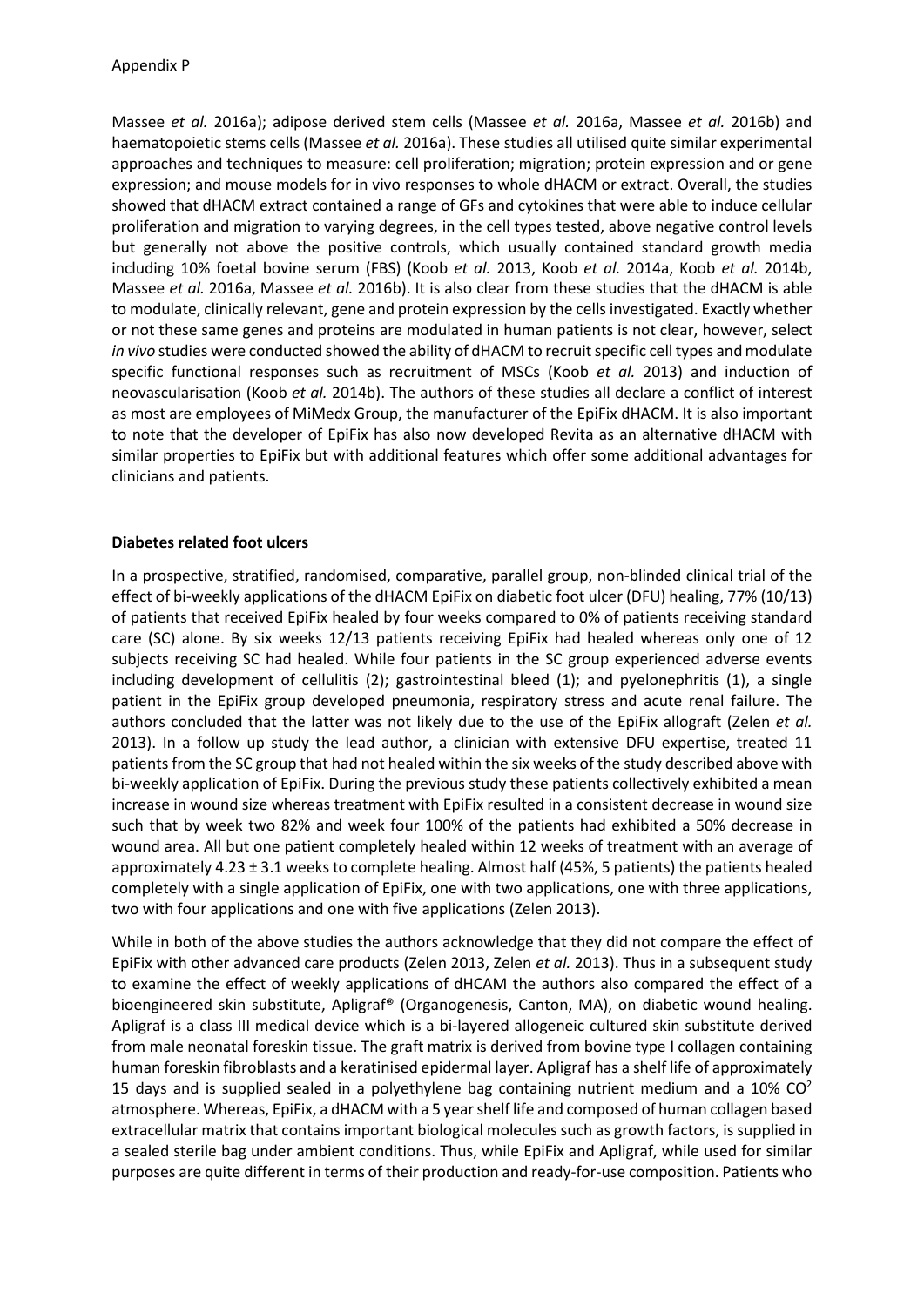Massee *et al.* 2016a); adipose derived stem cells (Massee *et al.* 2016a, Massee *et al.* 2016b) and haematopoietic stems cells (Massee *et al.* 2016a). These studies all utilised quite similar experimental approaches and techniques to measure: cell proliferation; migration; protein expression and or gene expression; and mouse models for in vivo responses to whole dHACM or extract. Overall, the studies showed that dHACM extract contained a range of GFs and cytokines that were able to induce cellular proliferation and migration to varying degrees, in the cell types tested, above negative control levels but generally not above the positive controls, which usually contained standard growth media including 10% foetal bovine serum (FBS) (Koob *et al.* 2013, Koob *et al.* 2014a, Koob *et al.* 2014b, Massee *et al.* 2016a, Massee *et al.* 2016b). It is also clear from these studies that the dHACM is able to modulate, clinically relevant, gene and protein expression by the cells investigated. Exactly whether or not these same genes and proteins are modulated in human patients is not clear, however, select *in vivo* studies were conducted showed the ability of dHACM to recruit specific cell types and modulate specific functional responses such as recruitment of MSCs (Koob *et al.* 2013) and induction of neovascularisation (Koob *et al.* 2014b). The authors of these studies all declare a conflict of interest as most are employees of MiMedx Group, the manufacturer of the EpiFix dHACM. It is also important to note that the developer of EpiFix has also now developed Revita as an alternative dHACM with similar properties to EpiFix but with additional features which offer some additional advantages for clinicians and patients.

**Diabetes related foot ulcers**

In a prospective, stratified, randomised, comparative, parallel group, non-blinded clinical trial of the effect of bi-weekly applications of the dHACM EpiFix on diabetic foot ulcer (DFU) healing, 77% (10/13) of patients that received EpiFix healed by four weeks compared to 0% of patients receiving standard care (SC) alone. By six weeks 12/13 patients receiving EpiFix had healed whereas only one of 12 subjects receiving SC had healed. While four patients in the SC group experienced adverse events including development of cellulitis (2); gastrointestinal bleed (1); and pyelonephritis (1), a single patient in the EpiFix group developed pneumonia, respiratory stress and acute renal failure. The authors concluded that the latter was not likely due to the use of the EpiFix allograft (Zelen *et al.* 2013). In a follow up study the lead author, a clinician with extensive DFU expertise, treated 11 patients from the SC group that had not healed within the six weeks of the study described above with bi-weekly application of EpiFix. During the previous study these patients collectively exhibited a mean increase in wound size whereas treatment with EpiFix resulted in a consistent decrease in wound size such that by week two 82% and week four 100% of the patients had exhibited a 50% decrease in wound area. All but one patient completely healed within 12 weeks of treatment with an average of approximately $4.23 \pm 3.1$ weeks to complete healing. Almost half (45%, 5 patients) the patients healed completely with a single application of EpiFix, one with two applications, one with three applications, two with four applications and one with five applications (Zelen 2013).

While in both of the above studies the authors acknowledge that they did not compare the effect of EpiFix with other advanced care products (Zelen 2013, Zelen *et al.* 2013). Thus in a subsequent study to examine the effect of weekly applications of dHCAM the authors also compared the effect of a bioengineered skin substitute, Apligraf® (Organogenesis, Canton, MA), on diabetic wound healing. Apligraf is a class III medical device which is a bi-layered allogeneic cultured skin substitute derived from male neonatal foreskin tissue. The graft matrix is derived from bovine type I collagen containing human foreskin fibroblasts and a keratinised epidermal layer. Apligraf has a shelf life of approximately 15 days and is supplied sealed in a polyethylene bag containing nutrient medium and a 10% $CO^2$ atmosphere. Whereas, EpiFix, a dHACM with a 5 year shelf life and composed of human collagen based extracellular matrix that contains important biological molecules such as growth factors, is supplied in a sealed sterile bag under ambient conditions. Thus, while EpiFix and Apligraf, while used for similar purposes are quite different in terms of their production and ready-for-use composition. Patients who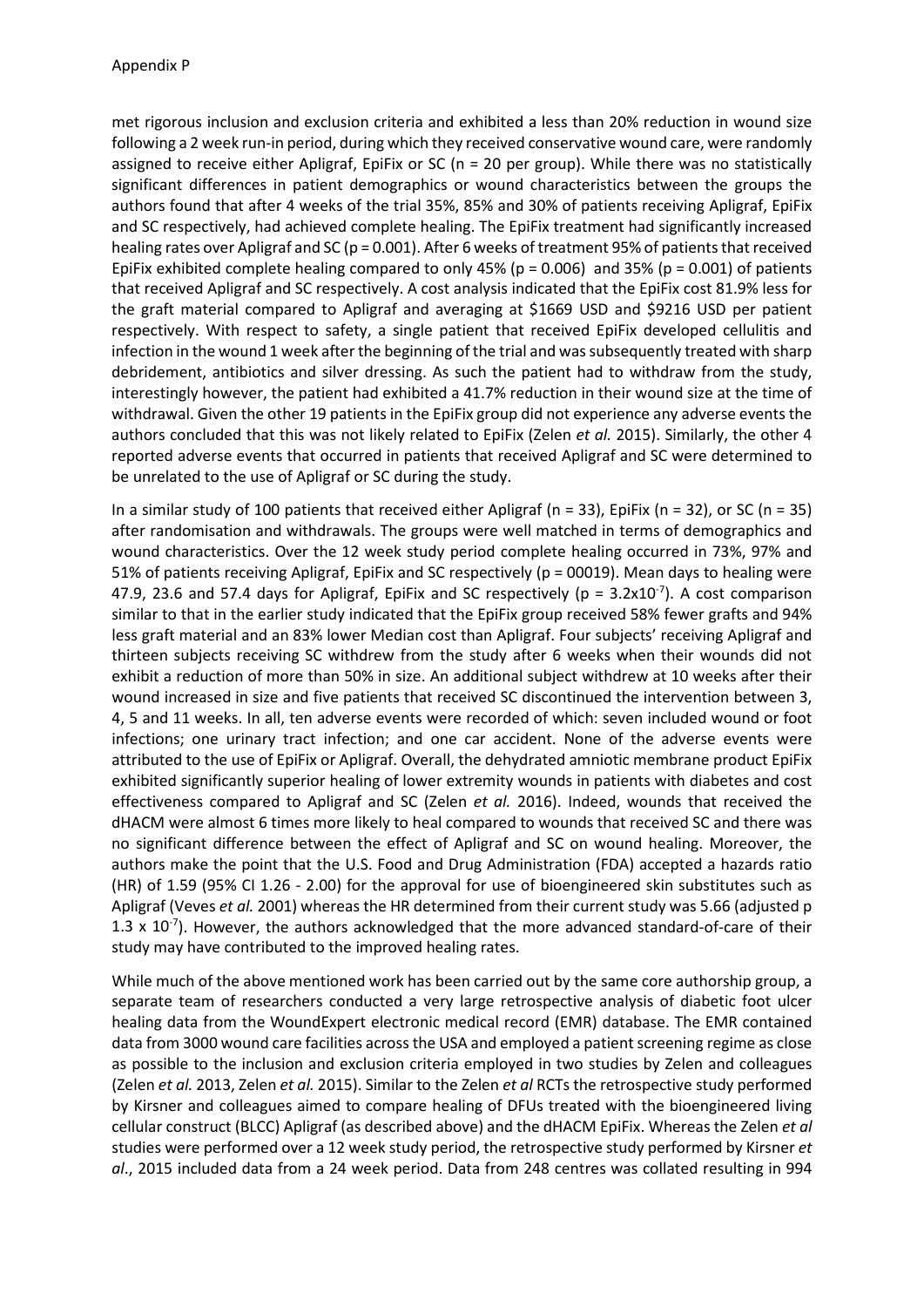met rigorous inclusion and exclusion criteria and exhibited a less than 20% reduction in wound size following a 2 week run-in period, during which they received conservative wound care, were randomly assigned to receive either Apligraf, EpiFix or SC (n = 20 per group). While there was no statistically significant differences in patient demographics or wound characteristics between the groups the authors found that after 4 weeks of the trial 35%, 85% and 30% of patients receiving Apligraf, EpiFix and SC respectively, had achieved complete healing. The EpiFix treatment had significantly increased healing rates over Apligraf and SC ($p = 0.001$). After 6 weeks of treatment 95% of patients that received EpiFix exhibited complete healing compared to only 45% ($p = 0.006$) and 35% ($p = 0.001$) of patients that received Apligraf and SC respectively. A cost analysis indicated that the EpiFix cost 81.9% less for the graft material compared to Apligraf and averaging at $1669 USD and $9216 USD per patient respectively. With respect to safety, a single patient that received EpiFix developed cellulitis and infection in the wound 1 week after the beginning of the trial and was subsequently treated with sharp debridement, antibiotics and silver dressing. As such the patient had to withdraw from the study, interestingly however, the patient had exhibited a 41.7% reduction in their wound size at the time of withdrawal. Given the other 19 patients in the EpiFix group did not experience any adverse events the authors concluded that this was not likely related to EpiFix (Zelen *et al.* 2015). Similarly, the other 4 reported adverse events that occurred in patients that received Apligraf and SC were determined to be unrelated to the use of Apligraf or SC during the study.

In a similar study of 100 patients that received either Apligraf (n = 33), EpiFix (n = 32), or SC (n = 35) after randomisation and withdrawals. The groups were well matched in terms of demographics and wound characteristics. Over the 12 week study period complete healing occurred in 73%, 97% and 51% of patients receiving Apligraf, EpiFix and SC respectively ($p = 00019$). Mean days to healing were 47.9, 23.6 and 57.4 days for Apligraf, EpiFix and SC respectively ($p = 3.2 \times 10^{-7}$). A cost comparison similar to that in the earlier study indicated that the EpiFix group received 58% fewer grafts and 94% less graft material and an 83% lower Median cost than Apligraf. Four subjects' receiving Apligraf and thirteen subjects receiving SC withdrew from the study after 6 weeks when their wounds did not exhibit a reduction of more than 50% in size. An additional subject withdrew at 10 weeks after their wound increased in size and five patients that received SC discontinued the intervention between 3, 4, 5 and 11 weeks. In all, ten adverse events were recorded of which: seven included wound or foot infections; one urinary tract infection; and one car accident. None of the adverse events were attributed to the use of EpiFix or Apligraf. Overall, the dehydrated amniotic membrane product EpiFix exhibited significantly superior healing of lower extremity wounds in patients with diabetes and cost effectiveness compared to Apligraf and SC (Zelen *et al.* 2016). Indeed, wounds that received the dHACM were almost 6 times more likely to heal compared to wounds that received SC and there was no significant difference between the effect of Apligraf and SC on wound healing. Moreover, the authors make the point that the U.S. Food and Drug Administration (FDA) accepted a hazards ratio (HR) of 1.59 (95% CI 1.26 - 2.00) for the approval for use of bioengineered skin substitutes such as Apligraf (Veves *et al.* 2001) whereas the HR determined from their current study was 5.66 (adjusted p $1.3 \times 10^{-7}$). However, the authors acknowledged that the more advanced standard-of-care of their study may have contributed to the improved healing rates.

While much of the above mentioned work has been carried out by the same core authorship group, a separate team of researchers conducted a very large retrospective analysis of diabetic foot ulcer healing data from the WoundExpert electronic medical record (EMR) database. The EMR contained data from 3000 wound care facilities across the USA and employed a patient screening regime as close as possible to the inclusion and exclusion criteria employed in two studies by Zelen and colleagues (Zelen *et al.* 2013, Zelen *et al.* 2015). Similar to the Zelen *et al* RCTs the retrospective study performed by Kirsner and colleagues aimed to compare healing of DFUs treated with the bioengineered living cellular construct (BLCC) Apligraf (as described above) and the dHACM EpiFix. Whereas the Zelen *et al* studies were performed over a 12 week study period, the retrospective study performed by Kirsner *et al*., 2015 included data from a 24 week period. Data from 248 centres was collated resulting in 994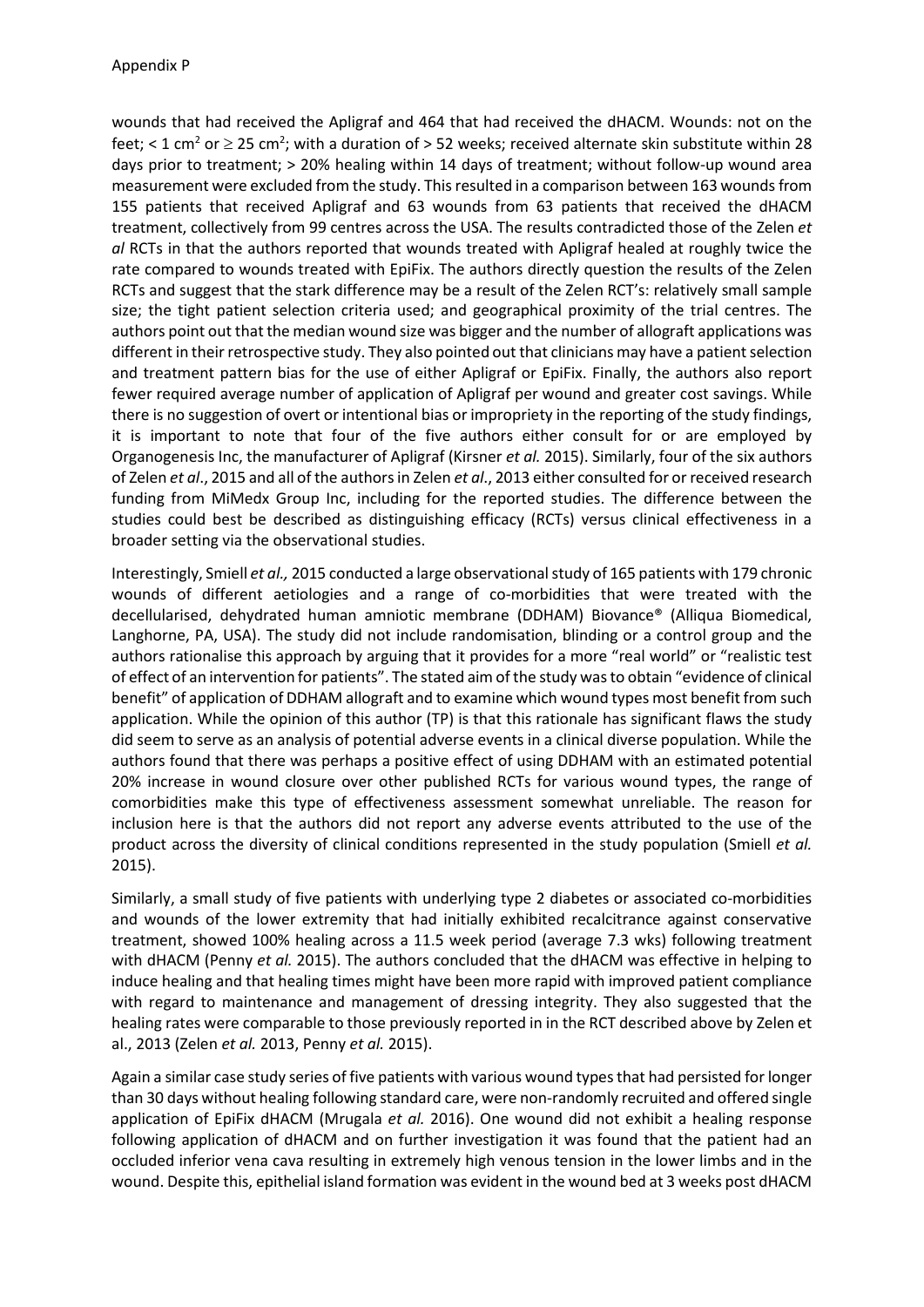wounds that had received the Apligraf and 464 that had received the dHACM. Wounds: not on the feet; < 1 cm$^2$ or $\geq$ 25 cm$^2$; with a duration of > 52 weeks; received alternate skin substitute within 28 days prior to treatment; > 20% healing within 14 days of treatment; without follow-up wound area measurement were excluded from the study. This resulted in a comparison between 163 wounds from 155 patients that received Apligraf and 63 wounds from 63 patients that received the dHACM treatment, collectively from 99 centres across the USA. The results contradicted those of the Zelen *et al* RCTs in that the authors reported that wounds treated with Apligraf healed at roughly twice the rate compared to wounds treated with EpiFix. The authors directly question the results of the Zelen RCTs and suggest that the stark difference may be a result of the Zelen RCT's: relatively small sample size; the tight patient selection criteria used; and geographical proximity of the trial centres. The authors point out that the median wound size was bigger and the number of allograft applications was different in their retrospective study. They also pointed out that clinicians may have a patient selection and treatment pattern bias for the use of either Apligraf or EpiFix. Finally, the authors also report fewer required average number of application of Apligraf per wound and greater cost savings. While there is no suggestion of overt or intentional bias or impropriety in the reporting of the study findings, it is important to note that four of the five authors either consult for or are employed by Organogenesis Inc, the manufacturer of Apligraf (Kirsner *et al.* 2015). Similarly, four of the six authors of Zelen *et al*., 2015 and all of the authors in Zelen *et al*., 2013 either consulted for or received research funding from MiMedx Group Inc, including for the reported studies. The difference between the studies could best be described as distinguishing efficacy (RCTs) versus clinical effectiveness in a broader setting via the observational studies.

Interestingly, Smiell *et al.,* 2015 conducted a large observational study of 165 patients with 179 chronic wounds of different aetiologies and a range of co-morbidities that were treated with the decellularised, dehydrated human amniotic membrane (DDHAM) Biovance® (Alliqua Biomedical, Langhorne, PA, USA). The study did not include randomisation, blinding or a control group and the authors rationalise this approach by arguing that it provides for a more "real world" or "realistic test of effect of an intervention for patients". The stated aim of the study was to obtain "evidence of clinical benefit" of application of DDHAM allograft and to examine which wound types most benefit from such application. While the opinion of this author (TP) is that this rationale has significant flaws the study did seem to serve as an analysis of potential adverse events in a clinical diverse population. While the authors found that there was perhaps a positive effect of using DDHAM with an estimated potential 20% increase in wound closure over other published RCTs for various wound types, the range of comorbidities make this type of effectiveness assessment somewhat unreliable. The reason for inclusion here is that the authors did not report any adverse events attributed to the use of the product across the diversity of clinical conditions represented in the study population (Smiell *et al.* 2015).

Similarly, a small study of five patients with underlying type 2 diabetes or associated co-morbidities and wounds of the lower extremity that had initially exhibited recalcitrance against conservative treatment, showed 100% healing across a 11.5 week period (average 7.3 wks) following treatment with dHACM (Penny *et al.* 2015). The authors concluded that the dHACM was effective in helping to induce healing and that healing times might have been more rapid with improved patient compliance with regard to maintenance and management of dressing integrity. They also suggested that the healing rates were comparable to those previously reported in in the RCT described above by Zelen et al., 2013 (Zelen *et al.* 2013, Penny *et al.* 2015).

Again a similar case study series of five patients with various wound types that had persisted for longer than 30 days without healing following standard care, were non-randomly recruited and offered single application of EpiFix dHACM (Mrugala *et al.* 2016). One wound did not exhibit a healing response following application of dHACM and on further investigation it was found that the patient had an occluded inferior vena cava resulting in extremely high venous tension in the lower limbs and in the wound. Despite this, epithelial island formation was evident in the wound bed at 3 weeks post dHACM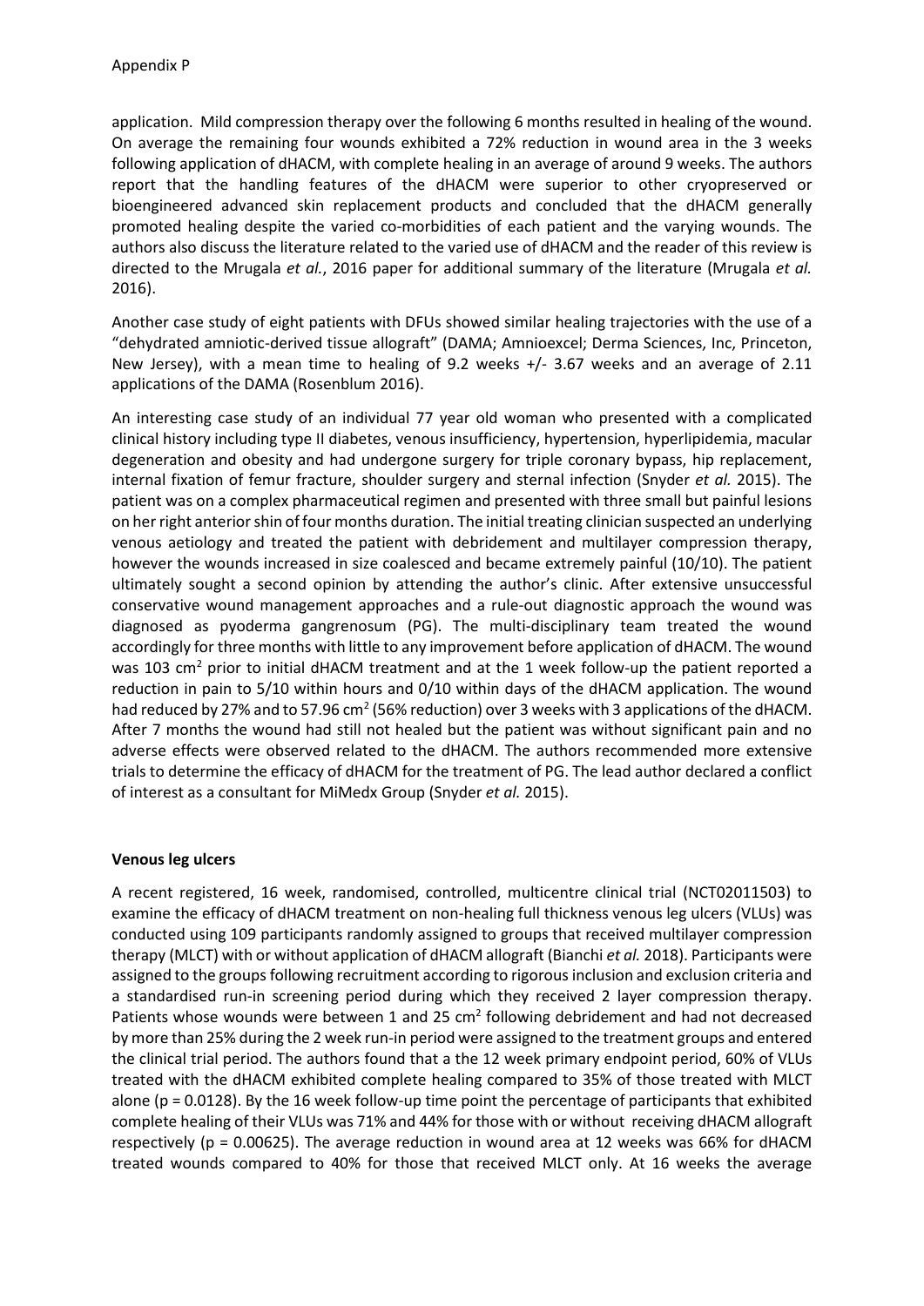application. Mild compression therapy over the following 6 months resulted in healing of the wound. On average the remaining four wounds exhibited a 72% reduction in wound area in the 3 weeks following application of dHACM, with complete healing in an average of around 9 weeks. The authors report that the handling features of the dHACM were superior to other cryopreserved or bioengineered advanced skin replacement products and concluded that the dHACM generally promoted healing despite the varied co-morbidities of each patient and the varying wounds. The authors also discuss the literature related to the varied use of dHACM and the reader of this review is directed to the Mrugala *et al.*, 2016 paper for additional summary of the literature (Mrugala *et al.* 2016).

Another case study of eight patients with DFUs showed similar healing trajectories with the use of a "dehydrated amniotic-derived tissue allograft" (DAMA; Amnioexcel; Derma Sciences, Inc, Princeton, New Jersey), with a mean time to healing of 9.2 weeks +/- 3.67 weeks and an average of 2.11 applications of the DAMA (Rosenblum 2016).

An interesting case study of an individual 77 year old woman who presented with a complicated clinical history including type II diabetes, venous insufficiency, hypertension, hyperlipidemia, macular degeneration and obesity and had undergone surgery for triple coronary bypass, hip replacement, internal fixation of femur fracture, shoulder surgery and sternal infection (Snyder *et al.* 2015). The patient was on a complex pharmaceutical regimen and presented with three small but painful lesions on her right anterior shin of four months duration. The initial treating clinician suspected an underlying venous aetiology and treated the patient with debridement and multilayer compression therapy, however the wounds increased in size coalesced and became extremely painful (10/10). The patient ultimately sought a second opinion by attending the author's clinic. After extensive unsuccessful conservative wound management approaches and a rule-out diagnostic approach the wound was diagnosed as pyoderma gangrenosum (PG). The multi-disciplinary team treated the wound accordingly for three months with little to any improvement before application of dHACM. The wound was 103 $cm^2$ prior to initial dHACM treatment and at the 1 week follow-up the patient reported a reduction in pain to 5/10 within hours and 0/10 within days of the dHACM application. The wound had reduced by 27% and to 57.96 $cm^2$ (56% reduction) over 3 weeks with 3 applications of the dHACM. After 7 months the wound had still not healed but the patient was without significant pain and no adverse effects were observed related to the dHACM. The authors recommended more extensive trials to determine the efficacy of dHACM for the treatment of PG. The lead author declared a conflict of interest as a consultant for MiMedx Group (Snyder *et al.* 2015).

**Venous leg ulcers**

A recent registered, 16 week, randomised, controlled, multicentre clinical trial (NCT02011503) to examine the efficacy of dHACM treatment on non-healing full thickness venous leg ulcers (VLUs) was conducted using 109 participants randomly assigned to groups that received multilayer compression therapy (MLCT) with or without application of dHACM allograft (Bianchi *et al.* 2018). Participants were assigned to the groups following recruitment according to rigorous inclusion and exclusion criteria and a standardised run-in screening period during which they received 2 layer compression therapy. Patients whose wounds were between 1 and 25 $cm^2$ following debridement and had not decreased by more than 25% during the 2 week run-in period were assigned to the treatment groups and entered the clinical trial period. The authors found that a the 12 week primary endpoint period, 60% of VLUs treated with the dHACM exhibited complete healing compared to 35% of those treated with MLCT alone ($p = 0.0128$). By the 16 week follow-up time point the percentage of participants that exhibited complete healing of their VLUs was 71% and 44% for those with or without receiving dHACM allograft respectively ($p = 0.00625$). The average reduction in wound area at 12 weeks was 66% for dHACM treated wounds compared to 40% for those that received MLCT only. At 16 weeks the average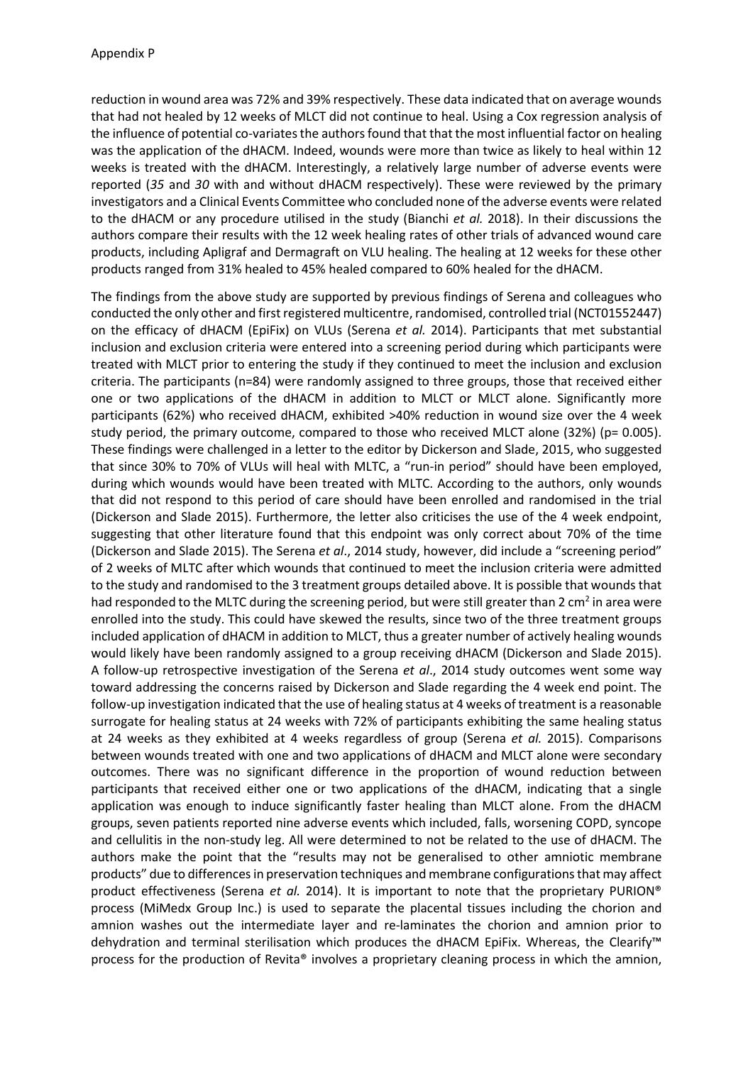reduction in wound area was 72% and 39% respectively. These data indicated that on average wounds that had not healed by 12 weeks of MLCT did not continue to heal. Using a Cox regression analysis of the influence of potential co-variates the authors found that that the most influential factor on healing was the application of the dHACM. Indeed, wounds were more than twice as likely to heal within 12 weeks is treated with the dHACM. Interestingly, a relatively large number of adverse events were reported (*35* and *30* with and without dHACM respectively). These were reviewed by the primary investigators and a Clinical Events Committee who concluded none of the adverse events were related to the dHACM or any procedure utilised in the study (Bianchi *et al.* 2018). In their discussions the authors compare their results with the 12 week healing rates of other trials of advanced wound care products, including Apligraf and Dermagraft on VLU healing. The healing at 12 weeks for these other products ranged from 31% healed to 45% healed compared to 60% healed for the dHACM.

The findings from the above study are supported by previous findings of Serena and colleagues who conducted the only other and first registered multicentre, randomised, controlled trial (NCT01552447) on the efficacy of dHACM (EpiFix) on VLUs (Serena *et al.* 2014). Participants that met substantial inclusion and exclusion criteria were entered into a screening period during which participants were treated with MLCT prior to entering the study if they continued to meet the inclusion and exclusion criteria. The participants (n=84) were randomly assigned to three groups, those that received either one or two applications of the dHACM in addition to MLCT or MLCT alone. Significantly more participants (62%) who received dHACM, exhibited >40% reduction in wound size over the 4 week study period, the primary outcome, compared to those who received MLCT alone (32%) ($p = 0.005$). These findings were challenged in a letter to the editor by Dickerson and Slade, 2015, who suggested that since 30% to 70% of VLUs will heal with MLTC, a "run-in period" should have been employed, during which wounds would have been treated with MLTC. According to the authors, only wounds that did not respond to this period of care should have been enrolled and randomised in the trial (Dickerson and Slade 2015). Furthermore, the letter also criticises the use of the 4 week endpoint, suggesting that other literature found that this endpoint was only correct about 70% of the time (Dickerson and Slade 2015). The Serena *et al*., 2014 study, however, did include a "screening period" of 2 weeks of MLTC after which wounds that continued to meet the inclusion criteria were admitted to the study and randomised to the 3 treatment groups detailed above. It is possible that wounds that had responded to the MLTC during the screening period, but were still greater than 2 $cm^2$ in area were enrolled into the study. This could have skewed the results, since two of the three treatment groups included application of dHACM in addition to MLCT, thus a greater number of actively healing wounds would likely have been randomly assigned to a group receiving dHACM (Dickerson and Slade 2015). A follow-up retrospective investigation of the Serena *et al*., 2014 study outcomes went some way toward addressing the concerns raised by Dickerson and Slade regarding the 4 week end point. The follow-up investigation indicated that the use of healing status at 4 weeks of treatment is a reasonable surrogate for healing status at 24 weeks with 72% of participants exhibiting the same healing status at 24 weeks as they exhibited at 4 weeks regardless of group (Serena *et al.* 2015). Comparisons between wounds treated with one and two applications of dHACM and MLCT alone were secondary outcomes. There was no significant difference in the proportion of wound reduction between participants that received either one or two applications of the dHACM, indicating that a single application was enough to induce significantly faster healing than MLCT alone. From the dHACM groups, seven patients reported nine adverse events which included, falls, worsening COPD, syncope and cellulitis in the non-study leg. All were determined to not be related to the use of dHACM. The authors make the point that the "results may not be generalised to other amniotic membrane products" due to differences in preservation techniques and membrane configurations that may affect product effectiveness (Serena *et al.* 2014). It is important to note that the proprietary PURION® process (MiMedx Group Inc.) is used to separate the placental tissues including the chorion and amnion washes out the intermediate layer and re-laminates the chorion and amnion prior to dehydration and terminal sterilisation which produces the dHACM EpiFix. Whereas, the Clearify™ process for the production of Revita® involves a proprietary cleaning process in which the amnion,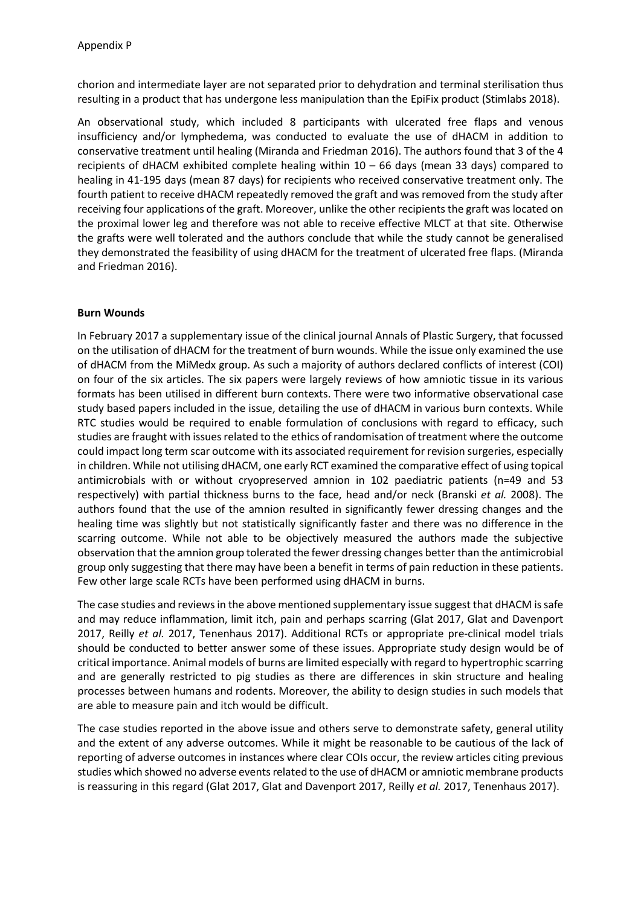chorion and intermediate layer are not separated prior to dehydration and terminal sterilisation thus resulting in a product that has undergone less manipulation than the EpiFix product (Stimlabs 2018).

An observational study, which included 8 participants with ulcerated free flaps and venous insufficiency and/or lymphedema, was conducted to evaluate the use of dHACM in addition to conservative treatment until healing (Miranda and Friedman 2016). The authors found that 3 of the 4 recipients of dHACM exhibited complete healing within 10 – 66 days (mean 33 days) compared to healing in 41-195 days (mean 87 days) for recipients who received conservative treatment only. The fourth patient to receive dHACM repeatedly removed the graft and was removed from the study after receiving four applications of the graft. Moreover, unlike the other recipients the graft was located on the proximal lower leg and therefore was not able to receive effective MLCT at that site. Otherwise the grafts were well tolerated and the authors conclude that while the study cannot be generalised they demonstrated the feasibility of using dHACM for the treatment of ulcerated free flaps. (Miranda and Friedman 2016).

**Burn Wounds**

In February 2017 a supplementary issue of the clinical journal Annals of Plastic Surgery, that focussed on the utilisation of dHACM for the treatment of burn wounds. While the issue only examined the use of dHACM from the MiMedx group. As such a majority of authors declared conflicts of interest (COI) on four of the six articles. The six papers were largely reviews of how amniotic tissue in its various formats has been utilised in different burn contexts. There were two informative observational case study based papers included in the issue, detailing the use of dHACM in various burn contexts. While RTC studies would be required to enable formulation of conclusions with regard to efficacy, such studies are fraught with issues related to the ethics of randomisation of treatment where the outcome could impact long term scar outcome with its associated requirement for revision surgeries, especially in children. While not utilising dHACM, one early RCT examined the comparative effect of using topical antimicrobials with or without cryopreserved amnion in 102 paediatric patients (n=49 and 53 respectively) with partial thickness burns to the face, head and/or neck (Branski *et al.* 2008). The authors found that the use of the amnion resulted in significantly fewer dressing changes and the healing time was slightly but not statistically significantly faster and there was no difference in the scarring outcome. While not able to be objectively measured the authors made the subjective observation that the amnion group tolerated the fewer dressing changes better than the antimicrobial group only suggesting that there may have been a benefit in terms of pain reduction in these patients. Few other large scale RCTs have been performed using dHACM in burns.

The case studies and reviews in the above mentioned supplementary issue suggest that dHACM is safe and may reduce inflammation, limit itch, pain and perhaps scarring (Glat 2017, Glat and Davenport 2017, Reilly *et al.* 2017, Tenenhaus 2017). Additional RCTs or appropriate pre-clinical model trials should be conducted to better answer some of these issues. Appropriate study design would be of critical importance. Animal models of burns are limited especially with regard to hypertrophic scarring and are generally restricted to pig studies as there are differences in skin structure and healing processes between humans and rodents. Moreover, the ability to design studies in such models that are able to measure pain and itch would be difficult.

The case studies reported in the above issue and others serve to demonstrate safety, general utility and the extent of any adverse outcomes. While it might be reasonable to be cautious of the lack of reporting of adverse outcomes in instances where clear COIs occur, the review articles citing previous studies which showed no adverse events related to the use of dHACM or amniotic membrane products is reassuring in this regard (Glat 2017, Glat and Davenport 2017, Reilly *et al.* 2017, Tenenhaus 2017).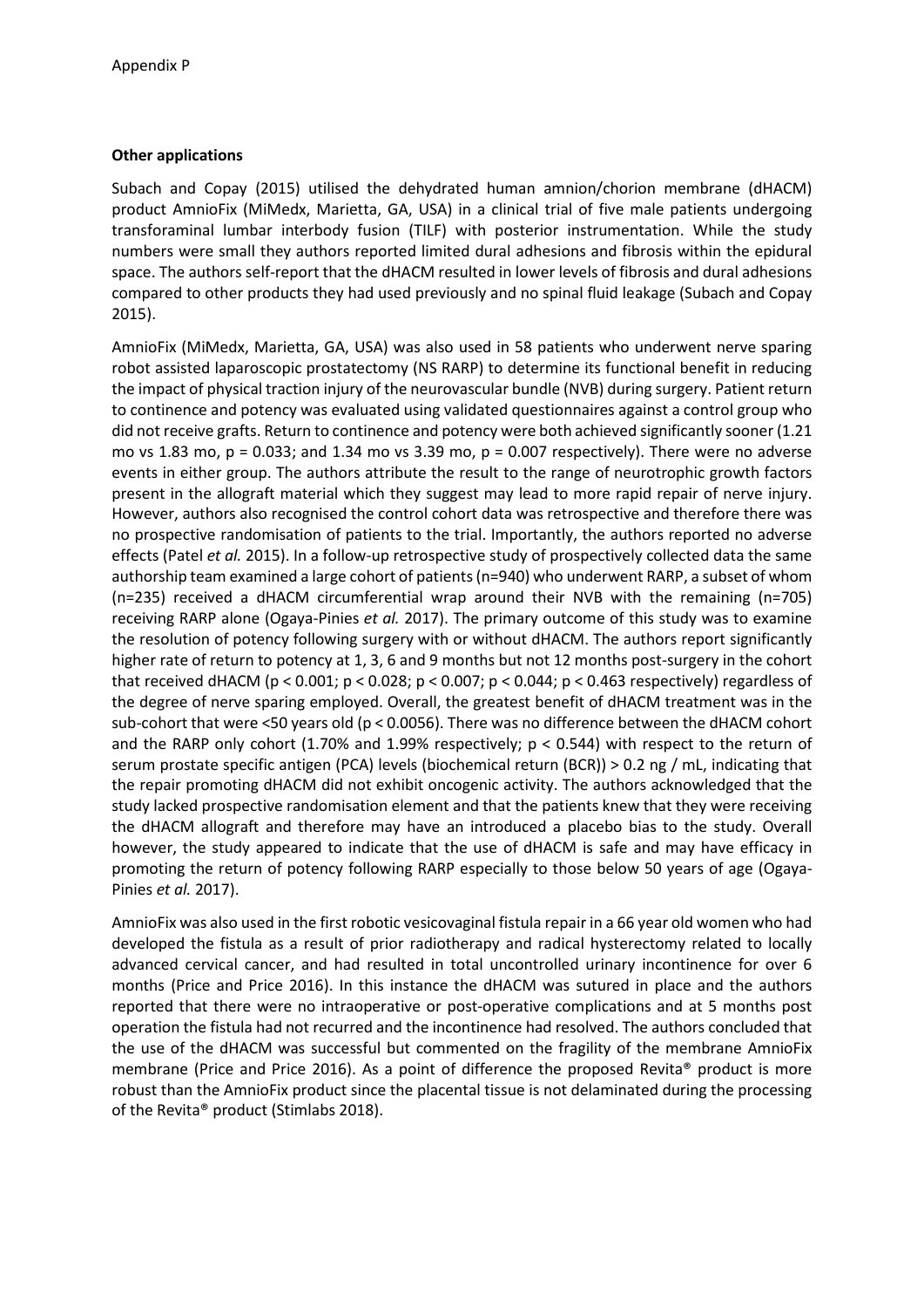Appendix P

**Other applications**

Subach and Copay (2015) utilised the dehydrated human amnion/chorion membrane (dHACM) product AmnioFix (MiMedx, Marietta, GA, USA) in a clinical trial of five male patients undergoing transforaminal lumbar interbody fusion (TILF) with posterior instrumentation. While the study numbers were small they authors reported limited dural adhesions and fibrosis within the epidural space. The authors self-report that the dHACM resulted in lower levels of fibrosis and dural adhesions compared to other products they had used previously and no spinal fluid leakage (Subach and Copay 2015).

AmnioFix (MiMedx, Marietta, GA, USA) was also used in 58 patients who underwent nerve sparing robot assisted laparoscopic prostatectomy (NS RARP) to determine its functional benefit in reducing the impact of physical traction injury of the neurovascular bundle (NVB) during surgery. Patient return to continence and potency was evaluated using validated questionnaires against a control group who did not receive grafts. Return to continence and potency were both achieved significantly sooner (1.21 mo vs 1.83 mo, $p = 0.033$; and 1.34 mo vs 3.39 mo, $p = 0.007$ respectively). There were no adverse events in either group. The authors attribute the result to the range of neurotrophic growth factors present in the allograft material which they suggest may lead to more rapid repair of nerve injury. However, authors also recognised the control cohort data was retrospective and therefore there was no prospective randomisation of patients to the trial. Importantly, the authors reported no adverse effects (Patel *et al.* 2015). In a follow-up retrospective study of prospectively collected data the same authorship team examined a large cohort of patients (n=940) who underwent RARP, a subset of whom (n=235) received a dHACM circumferential wrap around their NVB with the remaining (n=705) receiving RARP alone (Ogaya-Pinies *et al.* 2017). The primary outcome of this study was to examine the resolution of potency following surgery with or without dHACM. The authors report significantly higher rate of return to potency at 1, 3, 6 and 9 months but not 12 months post-surgery in the cohort that received dHACM ($p < 0.001$; $p < 0.028$; $p < 0.007$; $p < 0.044$; $p < 0.463$ respectively) regardless of the degree of nerve sparing employed. Overall, the greatest benefit of dHACM treatment was in the sub-cohort that were <50 years old ($p < 0.0056$). There was no difference between the dHACM cohort and the RARP only cohort (1.70% and 1.99% respectively; $p < 0.544$) with respect to the return of serum prostate specific antigen (PCA) levels (biochemical return (BCR)) > 0.2 ng / mL, indicating that the repair promoting dHACM did not exhibit oncogenic activity. The authors acknowledged that the study lacked prospective randomisation element and that the patients knew that they were receiving the dHACM allograft and therefore may have an introduced a placebo bias to the study. Overall however, the study appeared to indicate that the use of dHACM is safe and may have efficacy in promoting the return of potency following RARP especially to those below 50 years of age (Ogaya-Pinies *et al.* 2017).

AmnioFix was also used in the first robotic vesicovaginal fistula repair in a 66 year old women who had developed the fistula as a result of prior radiotherapy and radical hysterectomy related to locally advanced cervical cancer, and had resulted in total uncontrolled urinary incontinence for over 6 months (Price and Price 2016). In this instance the dHACM was sutured in place and the authors reported that there were no intraoperative or post-operative complications and at 5 months post operation the fistula had not recurred and the incontinence had resolved. The authors concluded that the use of the dHACM was successful but commented on the fragility of the membrane AmnioFix membrane (Price and Price 2016). As a point of difference the proposed Revita® product is more robust than the AmnioFix product since the placental tissue is not delaminated during the processing of the Revita® product (Stimlabs 2018).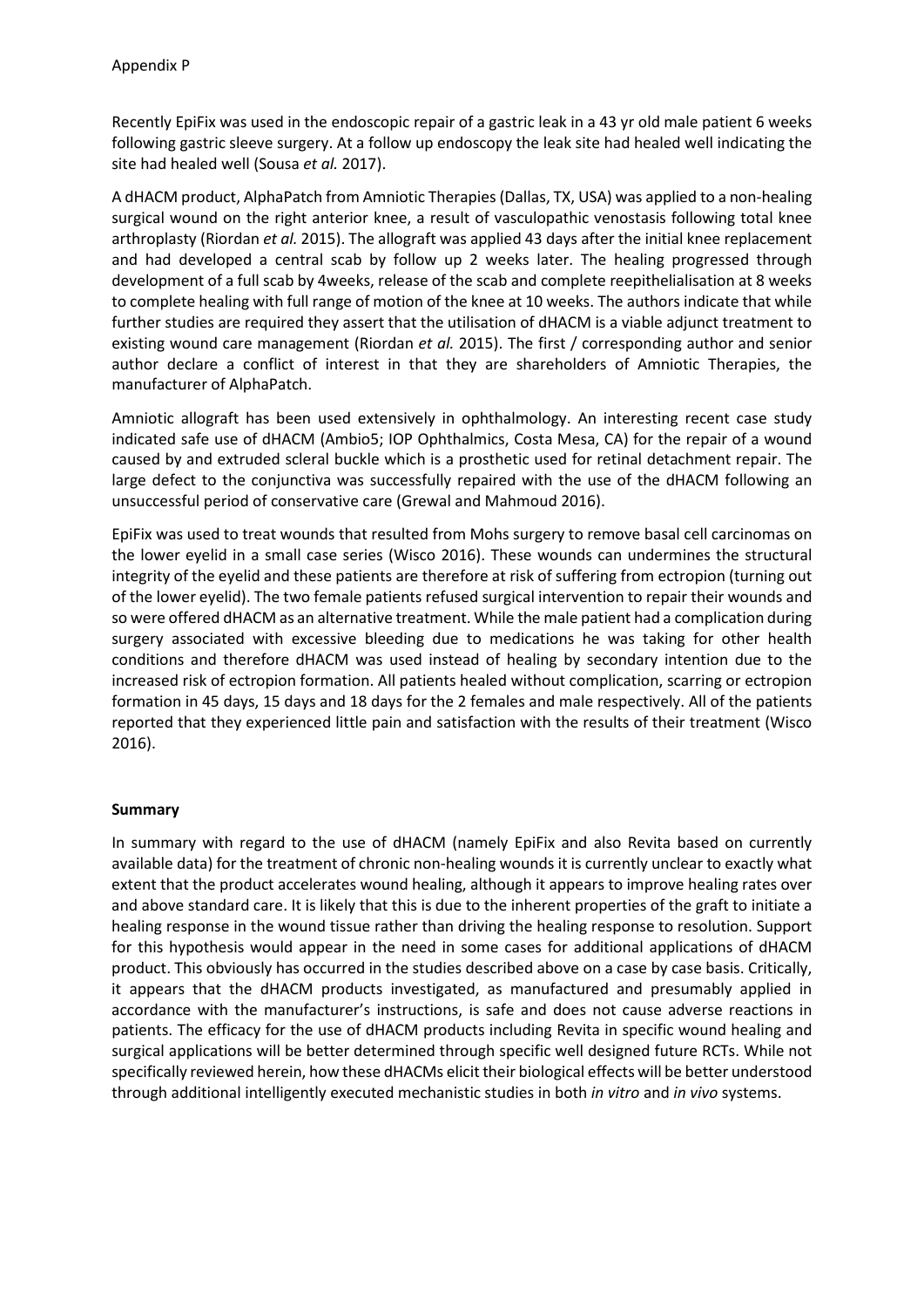Appendix P

Recently EpiFix was used in the endoscopic repair of a gastric leak in a 43 yr old male patient 6 weeks following gastric sleeve surgery. At a follow up endoscopy the leak site had healed well indicating the site had healed well (Sousa *et al.* 2017).

A dHACM product, AlphaPatch from Amniotic Therapies (Dallas, TX, USA) was applied to a non-healing surgical wound on the right anterior knee, a result of vasculopathic venostasis following total knee arthroplasty (Riordan *et al.* 2015). The allograft was applied 43 days after the initial knee replacement and had developed a central scab by follow up 2 weeks later. The healing progressed through development of a full scab by 4weeks, release of the scab and complete reepithelialisation at 8 weeks to complete healing with full range of motion of the knee at 10 weeks. The authors indicate that while further studies are required they assert that the utilisation of dHACM is a viable adjunct treatment to existing wound care management (Riordan *et al.* 2015). The first / corresponding author and senior author declare a conflict of interest in that they are shareholders of Amniotic Therapies, the manufacturer of AlphaPatch.

Amniotic allograft has been used extensively in ophthalmology. An interesting recent case study indicated safe use of dHACM (Ambio5; IOP Ophthalmics, Costa Mesa, CA) for the repair of a wound caused by and extruded scleral buckle which is a prosthetic used for retinal detachment repair. The large defect to the conjunctiva was successfully repaired with the use of the dHACM following an unsuccessful period of conservative care (Grewal and Mahmoud 2016).

EpiFix was used to treat wounds that resulted from Mohs surgery to remove basal cell carcinomas on the lower eyelid in a small case series (Wisco 2016). These wounds can undermines the structural integrity of the eyelid and these patients are therefore at risk of suffering from ectropion (turning out of the lower eyelid). The two female patients refused surgical intervention to repair their wounds and so were offered dHACM as an alternative treatment. While the male patient had a complication during surgery associated with excessive bleeding due to medications he was taking for other health conditions and therefore dHACM was used instead of healing by secondary intention due to the increased risk of ectropion formation. All patients healed without complication, scarring or ectropion formation in 45 days, 15 days and 18 days for the 2 females and male respectively. All of the patients reported that they experienced little pain and satisfaction with the results of their treatment (Wisco 2016).

**Summary**

In summary with regard to the use of dHACM (namely EpiFix and also Revita based on currently available data) for the treatment of chronic non-healing wounds it is currently unclear to exactly what extent that the product accelerates wound healing, although it appears to improve healing rates over and above standard care. It is likely that this is due to the inherent properties of the graft to initiate a healing response in the wound tissue rather than driving the healing response to resolution. Support for this hypothesis would appear in the need in some cases for additional applications of dHACM product. This obviously has occurred in the studies described above on a case by case basis. Critically, it appears that the dHACM products investigated, as manufactured and presumably applied in accordance with the manufacturer's instructions, is safe and does not cause adverse reactions in patients. The efficacy for the use of dHACM products including Revita in specific wound healing and surgical applications will be better determined through specific well designed future RCTs. While not specifically reviewed herein, how these dHACMs elicit their biological effects will be better understood through additional intelligently executed mechanistic studies in both *in vitro* and *in vivo* systems.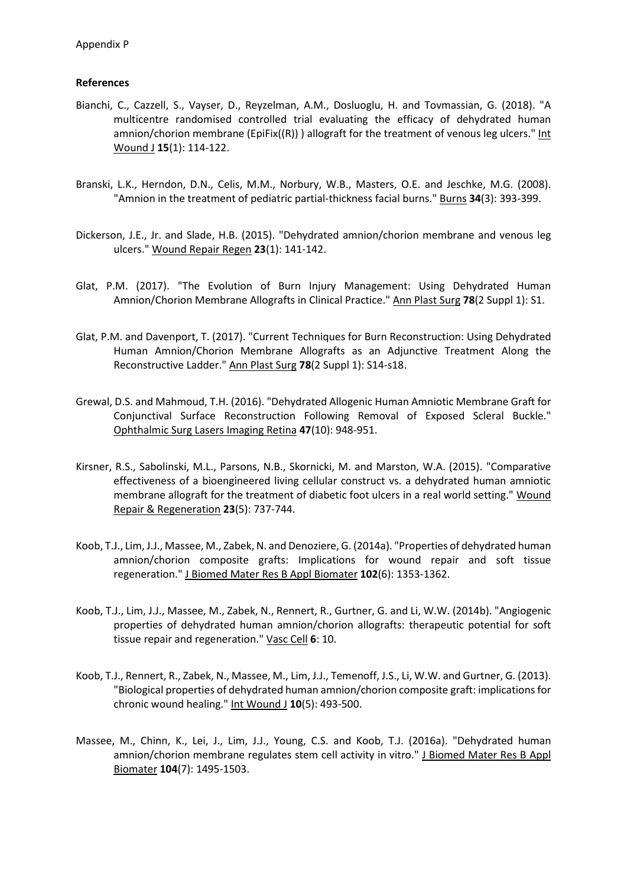Appendix P

**References**

Bianchi, C., Cazzell, S., Vayser, D., Reyzelman, A.M., Dosluoglu, H. and Tovmassian, G. (2018). "A multicentre randomised controlled trial evaluating the efficacy of dehydrated human amnion/chorion membrane (EpiFix((R)) ) allograft for the treatment of venous leg ulcers." Int Wound J **15**(1): 114-122.

Branski, L.K., Herndon, D.N., Celis, M.M., Norbury, W.B., Masters, O.E. and Jeschke, M.G. (2008). "Amnion in the treatment of pediatric partial-thickness facial burns." Burns **34**(3): 393-399.

Dickerson, J.E., Jr. and Slade, H.B. (2015). "Dehydrated amnion/chorion membrane and venous leg ulcers." Wound Repair Regen **23**(1): 141-142.

Glat, P.M. (2017). "The Evolution of Burn Injury Management: Using Dehydrated Human Amnion/Chorion Membrane Allografts in Clinical Practice." Ann Plast Surg **78**(2 Suppl 1): S1.

Glat, P.M. and Davenport, T. (2017). "Current Techniques for Burn Reconstruction: Using Dehydrated Human Amnion/Chorion Membrane Allografts as an Adjunctive Treatment Along the Reconstructive Ladder." Ann Plast Surg **78**(2 Suppl 1): S14-s18.

Grewal, D.S. and Mahmoud, T.H. (2016). "Dehydrated Allogenic Human Amniotic Membrane Graft for Conjunctival Surface Reconstruction Following Removal of Exposed Scleral Buckle." Ophthalmic Surg Lasers Imaging Retina **47**(10): 948-951.

Kirsner, R.S., Sabolinski, M.L., Parsons, N.B., Skornicki, M. and Marston, W.A. (2015). "Comparative effectiveness of a bioengineered living cellular construct vs. a dehydrated human amniotic membrane allograft for the treatment of diabetic foot ulcers in a real world setting." Wound Repair & Regeneration **23**(5): 737-744.

Koob, T.J., Lim, J.J., Massee, M., Zabek, N. and Denoziere, G. (2014a). "Properties of dehydrated human amnion/chorion composite grafts: Implications for wound repair and soft tissue regeneration." J Biomed Mater Res B Appl Biomater **102**(6): 1353-1362.

Koob, T.J., Lim, J.J., Massee, M., Zabek, N., Rennert, R., Gurtner, G. and Li, W.W. (2014b). "Angiogenic properties of dehydrated human amnion/chorion allografts: therapeutic potential for soft tissue repair and regeneration." Vasc Cell **6**: 10.

Koob, T.J., Rennert, R., Zabek, N., Massee, M., Lim, J.J., Temenoff, J.S., Li, W.W. and Gurtner, G. (2013). "Biological properties of dehydrated human amnion/chorion composite graft: implications for chronic wound healing." Int Wound J **10**(5): 493-500.

Massee, M., Chinn, K., Lei, J., Lim, J.J., Young, C.S. and Koob, T.J. (2016a). "Dehydrated human amnion/chorion membrane regulates stem cell activity in vitro." J Biomed Mater Res B Appl Biomater **104**(7): 1495-1503.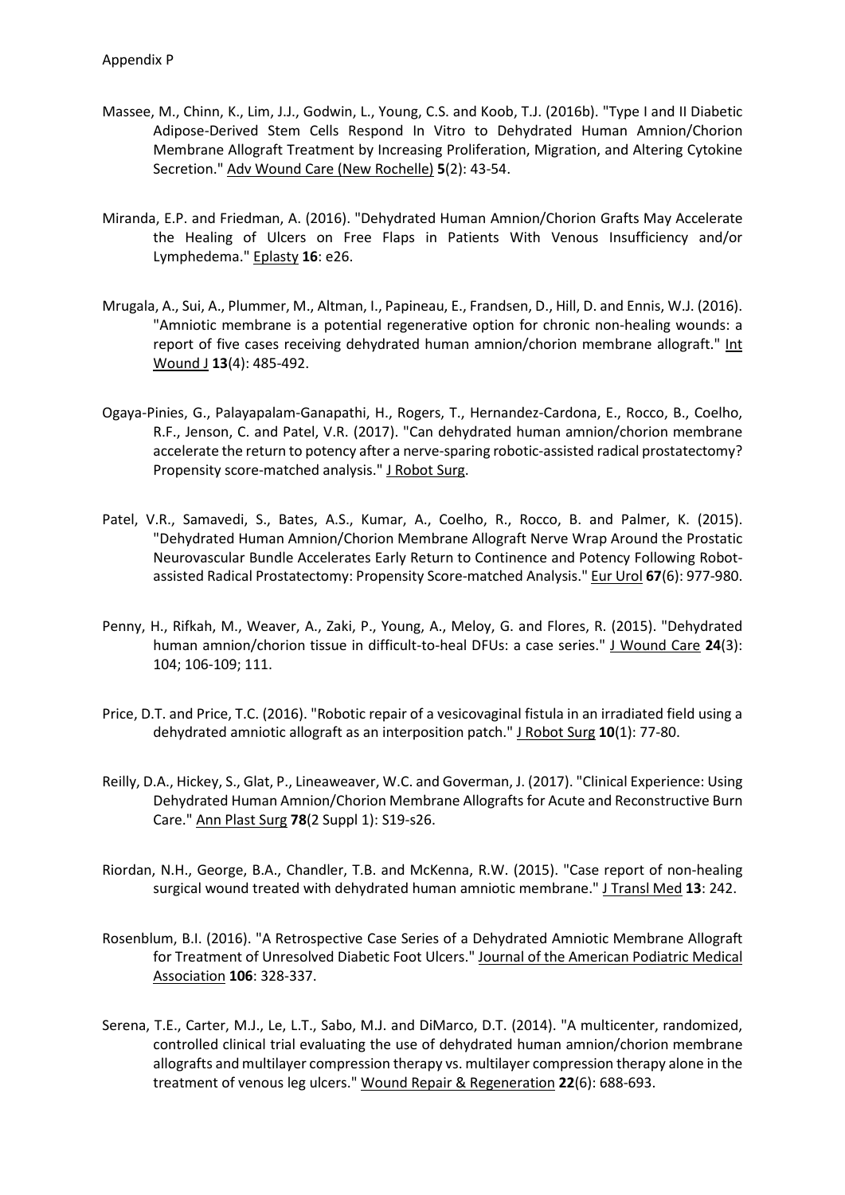Appendix P

Massee, M., Chinn, K., Lim, J.J., Godwin, L., Young, C.S. and Koob, T.J. (2016b). "Type I and II Diabetic Adipose-Derived Stem Cells Respond In Vitro to Dehydrated Human Amnion/Chorion Membrane Allograft Treatment by Increasing Proliferation, Migration, and Altering Cytokine Secretion." Adv Wound Care (New Rochelle) **5**(2): 43-54.

Miranda, E.P. and Friedman, A. (2016). "Dehydrated Human Amnion/Chorion Grafts May Accelerate the Healing of Ulcers on Free Flaps in Patients With Venous Insufficiency and/or Lymphedema." Eplasty **16**: e26.

Mrugala, A., Sui, A., Plummer, M., Altman, I., Papineau, E., Frandsen, D., Hill, D. and Ennis, W.J. (2016). "Amniotic membrane is a potential regenerative option for chronic non-healing wounds: a report of five cases receiving dehydrated human amnion/chorion membrane allograft." Int Wound J **13**(4): 485-492.

Ogaya-Pinies, G., Palayapalam-Ganapathi, H., Rogers, T., Hernandez-Cardona, E., Rocco, B., Coelho, R.F., Jenson, C. and Patel, V.R. (2017). "Can dehydrated human amnion/chorion membrane accelerate the return to potency after a nerve-sparing robotic-assisted radical prostatectomy? Propensity score-matched analysis." J Robot Surg.

Patel, V.R., Samavedi, S., Bates, A.S., Kumar, A., Coelho, R., Rocco, B. and Palmer, K. (2015). "Dehydrated Human Amnion/Chorion Membrane Allograft Nerve Wrap Around the Prostatic Neurovascular Bundle Accelerates Early Return to Continence and Potency Following Robot-assisted Radical Prostatectomy: Propensity Score-matched Analysis." Eur Urol **67**(6): 977-980.

Penny, H., Rifkah, M., Weaver, A., Zaki, P., Young, A., Meloy, G. and Flores, R. (2015). "Dehydrated human amnion/chorion tissue in difficult-to-heal DFUs: a case series." J Wound Care **24**(3): 104; 106-109; 111.

Price, D.T. and Price, T.C. (2016). "Robotic repair of a vesicovaginal fistula in an irradiated field using a dehydrated amniotic allograft as an interposition patch." J Robot Surg **10**(1): 77-80.

Reilly, D.A., Hickey, S., Glat, P., Lineaweaver, W.C. and Goverman, J. (2017). "Clinical Experience: Using Dehydrated Human Amnion/Chorion Membrane Allografts for Acute and Reconstructive Burn Care." Ann Plast Surg **78**(2 Suppl 1): S19-s26.

Riordan, N.H., George, B.A., Chandler, T.B. and McKenna, R.W. (2015). "Case report of non-healing surgical wound treated with dehydrated human amniotic membrane." J Transl Med **13**: 242.

Rosenblum, B.I. (2016). "A Retrospective Case Series of a Dehydrated Amniotic Membrane Allograft for Treatment of Unresolved Diabetic Foot Ulcers." Journal of the American Podiatric Medical Association **106**: 328-337.

Serena, T.E., Carter, M.J., Le, L.T., Sabo, M.J. and DiMarco, D.T. (2014). "A multicenter, randomized, controlled clinical trial evaluating the use of dehydrated human amnion/chorion membrane allografts and multilayer compression therapy vs. multilayer compression therapy alone in the treatment of venous leg ulcers." Wound Repair & Regeneration **22**(6): 688-693.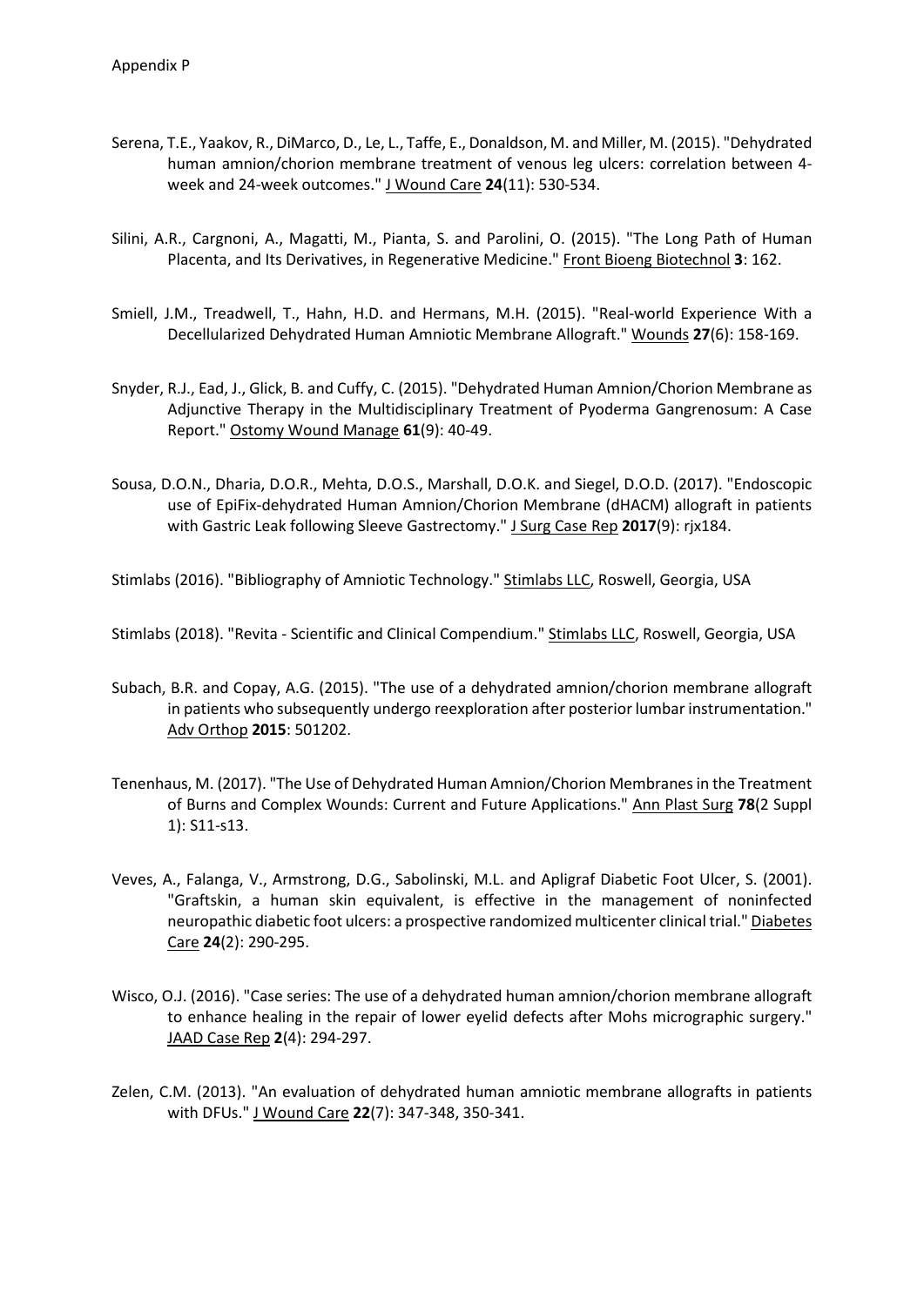Appendix P

Serena, T.E., Yaakov, R., DiMarco, D., Le, L., Taffe, E., Donaldson, M. and Miller, M. (2015). "Dehydrated human amnion/chorion membrane treatment of venous leg ulcers: correlation between 4-week and 24-week outcomes." J Wound Care **24**(11): 530-534.

Silini, A.R., Cargnoni, A., Magatti, M., Pianta, S. and Parolini, O. (2015). "The Long Path of Human Placenta, and Its Derivatives, in Regenerative Medicine." Front Bioeng Biotechnol **3**: 162.

Smiell, J.M., Treadwell, T., Hahn, H.D. and Hermans, M.H. (2015). "Real-world Experience With a Decellularized Dehydrated Human Amniotic Membrane Allograft." Wounds **27**(6): 158-169.

Snyder, R.J., Ead, J., Glick, B. and Cuffy, C. (2015). "Dehydrated Human Amnion/Chorion Membrane as Adjunctive Therapy in the Multidisciplinary Treatment of Pyoderma Gangrenosum: A Case Report." Ostomy Wound Manage **61**(9): 40-49.

Sousa, D.O.N., Dharia, D.O.R., Mehta, D.O.S., Marshall, D.O.K. and Siegel, D.O.D. (2017). "Endoscopic use of EpiFix-dehydrated Human Amnion/Chorion Membrane (dHACM) allograft in patients with Gastric Leak following Sleeve Gastrectomy." J Surg Case Rep **2017**(9): rjx184.

Stimlabs (2016). "Bibliography of Amniotic Technology." Stimlabs LLC, Roswell, Georgia, USA

Stimlabs (2018). "Revita - Scientific and Clinical Compendium." Stimlabs LLC, Roswell, Georgia, USA

Subach, B.R. and Copay, A.G. (2015). "The use of a dehydrated amnion/chorion membrane allograft in patients who subsequently undergo reexploration after posterior lumbar instrumentation." Adv Orthop **2015**: 501202.

Tenenhaus, M. (2017). "The Use of Dehydrated Human Amnion/Chorion Membranes in the Treatment of Burns and Complex Wounds: Current and Future Applications." Ann Plast Surg **78**(2 Suppl 1): S11-s13.

Veves, A., Falanga, V., Armstrong, D.G., Sabolinski, M.L. and Apligraf Diabetic Foot Ulcer, S. (2001). "Graftskin, a human skin equivalent, is effective in the management of noninfected neuropathic diabetic foot ulcers: a prospective randomized multicenter clinical trial." Diabetes Care **24**(2): 290-295.

Wisco, O.J. (2016). "Case series: The use of a dehydrated human amnion/chorion membrane allograft to enhance healing in the repair of lower eyelid defects after Mohs micrographic surgery." JAAD Case Rep **2**(4): 294-297.

Zelen, C.M. (2013). "An evaluation of dehydrated human amniotic membrane allografts in patients with DFUs." J Wound Care **22**(7): 347-348, 350-341.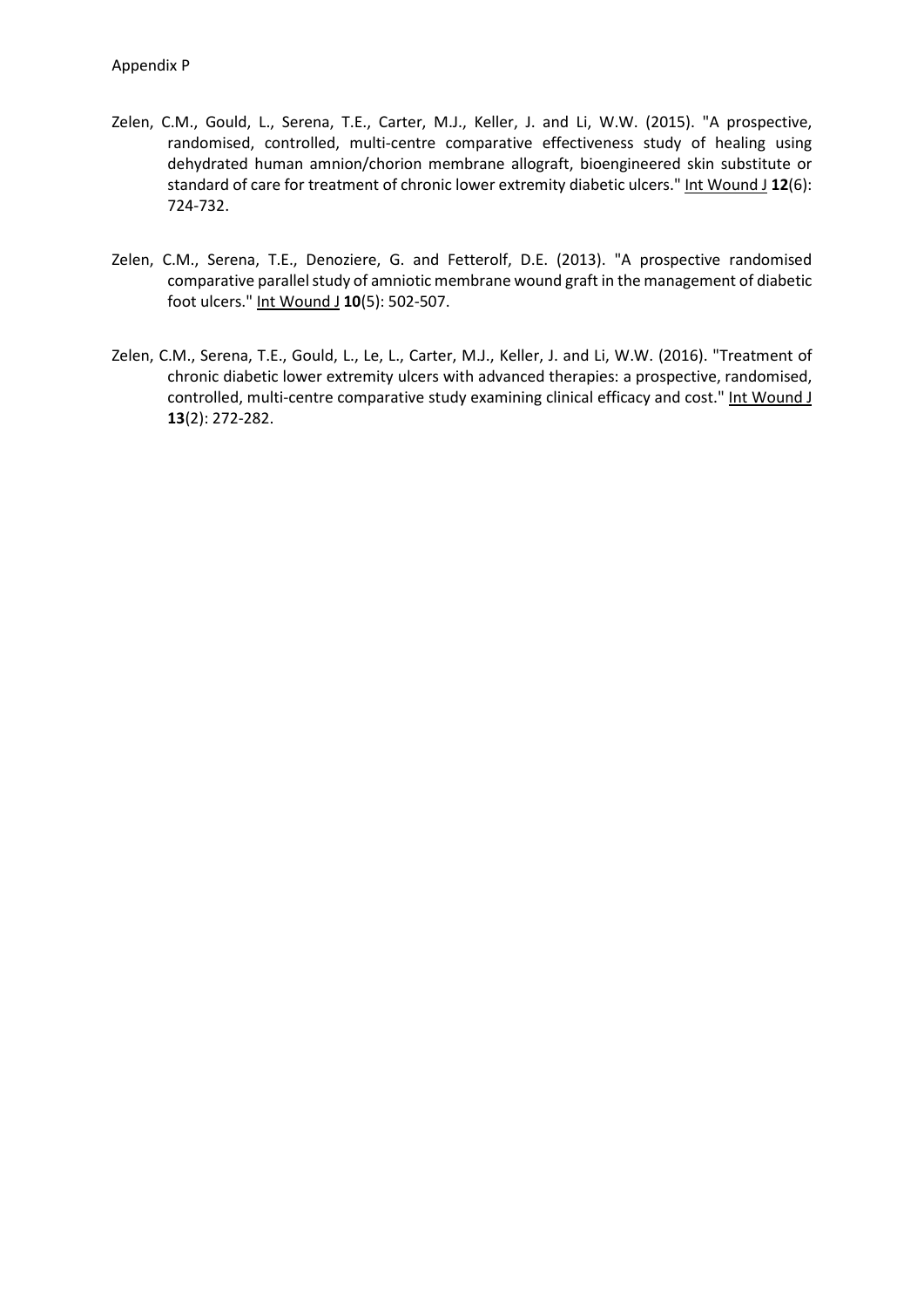Appendix P

Zelen, C.M., Gould, L., Serena, T.E., Carter, M.J., Keller, J. and Li, W.W. (2015). "A prospective, randomised, controlled, multi-centre comparative effectiveness study of healing using dehydrated human amnion/chorion membrane allograft, bioengineered skin substitute or standard of care for treatment of chronic lower extremity diabetic ulcers." Int Wound J **12**(6): 724-732.

Zelen, C.M., Serena, T.E., Denoziere, G. and Fetterolf, D.E. (2013). "A prospective randomised comparative parallel study of amniotic membrane wound graft in the management of diabetic foot ulcers." Int Wound J **10**(5): 502-507.

Zelen, C.M., Serena, T.E., Gould, L., Le, L., Carter, M.J., Keller, J. and Li, W.W. (2016). "Treatment of chronic diabetic lower extremity ulcers with advanced therapies: a prospective, randomised, controlled, multi-centre comparative study examining clinical efficacy and cost." Int Wound J **13**(2): 272-282.